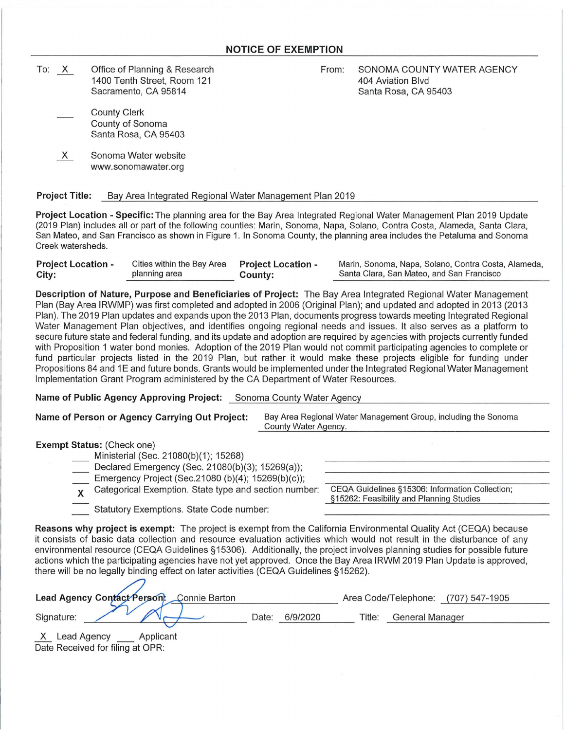# NOTICE OF EXEMPTION

To: X Office of Planning & Research
1400 Tenth Street, Room 121
Sacramento, CA 95814

___ County Clerk
County of Sonoma
Santa Rosa, CA 95403

X Sonoma Water website
www.sonomawater.org

From: SONOMA COUNTY WATER AGENCY
404 Aviation Blvd
Santa Rosa, CA 95403

**Project Title:** Bay Area Integrated Regional Water Management Plan 2019

**Project Location - Specific:** The planning area for the Bay Area Integrated Regional Water Management Plan 2019 Update (2019 Plan) includes all or part of the following counties: Marin, Sonoma, Napa, Solano, Contra Costa, Alameda, Santa Clara, San Mateo, and San Francisco as shown in Figure 1. In Sonoma County, the planning area includes the Petaluma and Sonoma Creek watersheds.

**Project Location - City:** Cities within the Bay Area planning area

**Project Location - County:** Marin, Sonoma, Napa, Solano, Contra Costa, Alameda, Santa Clara, San Mateo, and San Francisco

**Description of Nature, Purpose and Beneficiaries of Project:** The Bay Area Integrated Regional Water Management Plan (Bay Area IRWMP) was first completed and adopted in 2006 (Original Plan); and updated and adopted in 2013 (2013 Plan). The 2019 Plan updates and expands upon the 2013 Plan, documents progress towards meeting Integrated Regional Water Management Plan objectives, and identifies ongoing regional needs and issues. It also serves as a platform to secure future state and federal funding, and its update and adoption are required by agencies with projects currently funded with Proposition 1 water bond monies. Adoption of the 2019 Plan would not commit participating agencies to complete or fund particular projects listed in the 2019 Plan, but rather it would make these projects eligible for funding under Propositions 84 and 1E and future bonds. Grants would be implemented under the Integrated Regional Water Management Implementation Grant Program administered by the CA Department of Water Resources.

**Name of Public Agency Approving Project:** Sonoma County Water Agency

**Name of Person or Agency Carrying Out Project:** Bay Area Regional Water Management Group, including the Sonoma County Water Agency.

**Exempt Status:** (Check one)

- ___ Ministerial (Sec. 21080(b)(1); 15268)
- ___ Declared Emergency (Sec. 21080(b)(3); 15269(a));
- ___ Emergency Project (Sec.21080 (b)(4); 15269(b)(c));
- X Categorical Exemption. State type and section number: CEQA Guidelines §15306: Information Collection; §15262: Feasibility and Planning Studies
- ___ Statutory Exemptions. State Code number:

**Reasons why project is exempt:** The project is exempt from the California Environmental Quality Act (CEQA) because it consists of basic data collection and resource evaluation activities which would not result in the disturbance of any environmental resource (CEQA Guidelines §15306). Additionally, the project involves planning studies for possible future actions which the participating agencies have not yet approved. Once the Bay Area IRWM 2019 Plan Update is approved, there will be no legally binding effect on later activities (CEQA Guidelines §15262).

**Lead Agency Contact Person:** Connie Barton    Area Code/Telephone: (707) 547-1905

Signature: [signature]    Date: 6/9/2020    Title: General Manager

X Lead Agency ___ Applicant

Date Received for filing at OPR: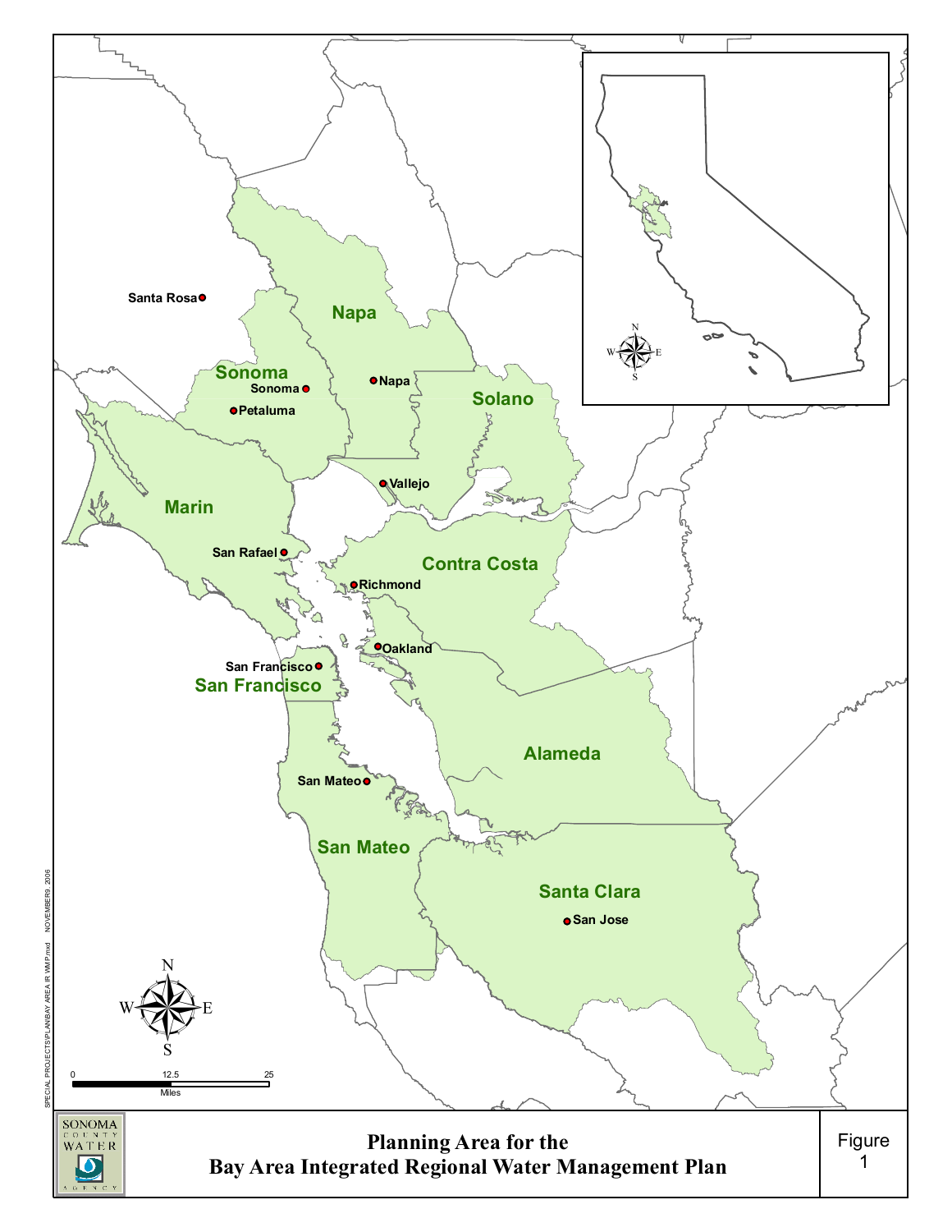Santa Rosa

Napa

Sonoma

Sonoma

Napa

Petaluma

Solano

Vallejo

Marin

San Rafael

Contra Costa

Richmond

Oakland

San Francisco

San Francisco

Alameda

San Mateo

San Mateo

Santa Clara

San Jose

N

W E

S

0 12.5 25

Miles

SPECIAL PROJECTS\PLAN\BAY AREA IR WMP.mxd NOVEMBER 9, 2006

SONOMA COUNTY WATER AGENCY

**Planning Area for the Bay Area Integrated Regional Water Management Plan**

Figure 1